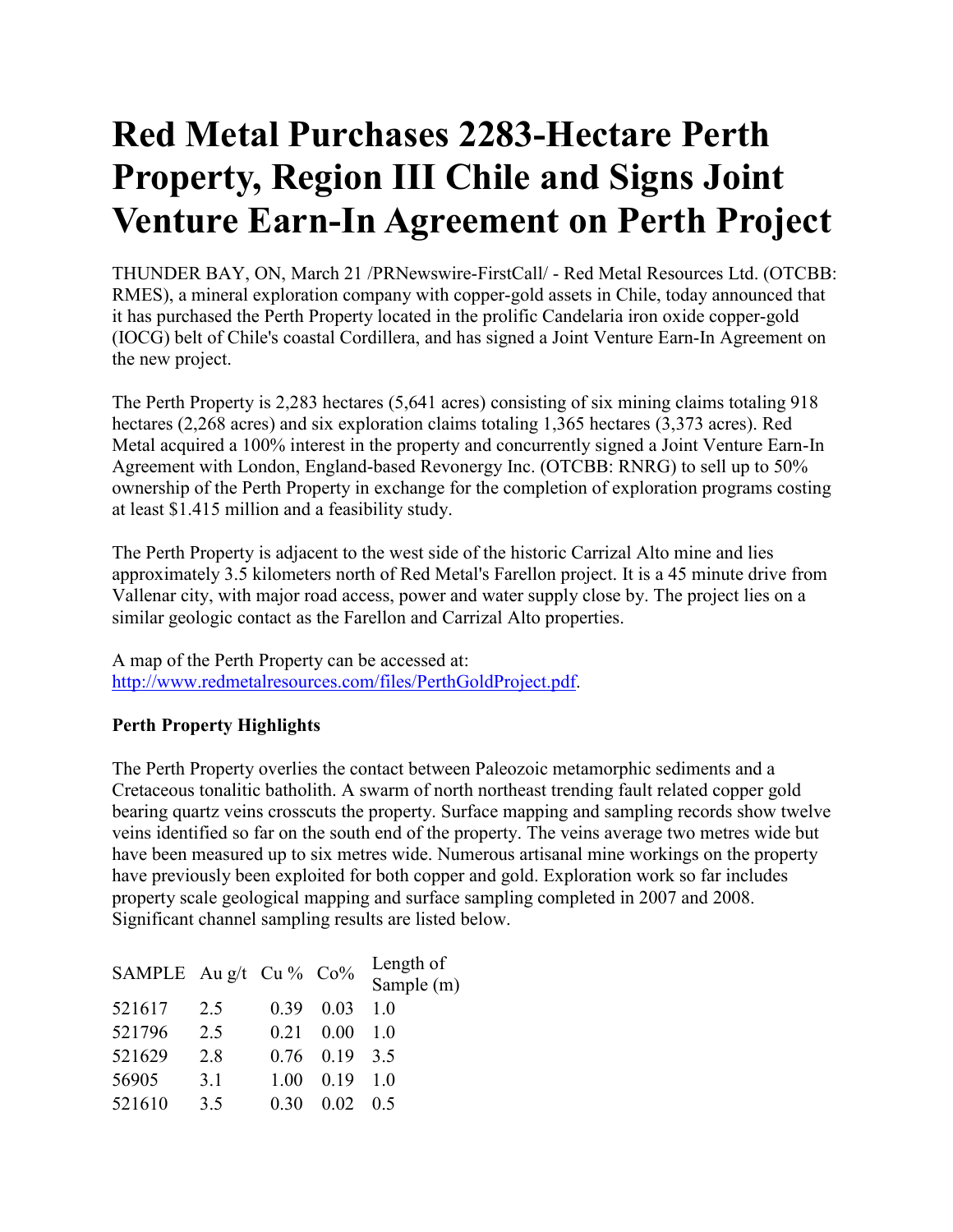# Red Metal Purchases 2283-Hectare Perth Property, Region III Chile and Signs Joint Venture Earn-In Agreement on Perth Project

THUNDER BAY, ON, March 21 /PRNewswire-FirstCall/ - Red Metal Resources Ltd. (OTCBB: RMES), a mineral exploration company with copper-gold assets in Chile, today announced that it has purchased the Perth Property located in the prolific Candelaria iron oxide copper-gold (IOCG) belt of Chile's coastal Cordillera, and has signed a Joint Venture Earn-In Agreement on the new project.

The Perth Property is 2,283 hectares (5,641 acres) consisting of six mining claims totaling 918 hectares (2,268 acres) and six exploration claims totaling 1,365 hectares (3,373 acres). Red Metal acquired a 100% interest in the property and concurrently signed a Joint Venture Earn-In Agreement with London, England-based Revonergy Inc. (OTCBB: RNRG) to sell up to 50% ownership of the Perth Property in exchange for the completion of exploration programs costing at least $1.415 million and a feasibility study.

The Perth Property is adjacent to the west side of the historic Carrizal Alto mine and lies approximately 3.5 kilometers north of Red Metal's Farellon project. It is a 45 minute drive from Vallenar city, with major road access, power and water supply close by. The project lies on a similar geologic contact as the Farellon and Carrizal Alto properties.

A map of the Perth Property can be accessed at: http://www.redmetalresources.com/files/PerthGoldProject.pdf.

**Perth Property Highlights**

The Perth Property overlies the contact between Paleozoic metamorphic sediments and a Cretaceous tonalitic batholith. A swarm of north northeast trending fault related copper gold bearing quartz veins crosscuts the property. Surface mapping and sampling records show twelve veins identified so far on the south end of the property. The veins average two metres wide but have been measured up to six metres wide. Numerous artisanal mine workings on the property have previously been exploited for both copper and gold. Exploration work so far includes property scale geological mapping and surface sampling completed in 2007 and 2008. Significant channel sampling results are listed below.

| SAMPLE | Au g/t | Cu % | Co% | Length of Sample (m) |
|---|---|---|---|---|
| 521617 | 2.5 | 0.39 | 0.03 | 1.0 |
| 521796 | 2.5 | 0.21 | 0.00 | 1.0 |
| 521629 | 2.8 | 0.76 | 0.19 | 3.5 |
| 56905 | 3.1 | 1.00 | 0.19 | 1.0 |
| 521610 | 3.5 | 0.30 | 0.02 | 0.5 |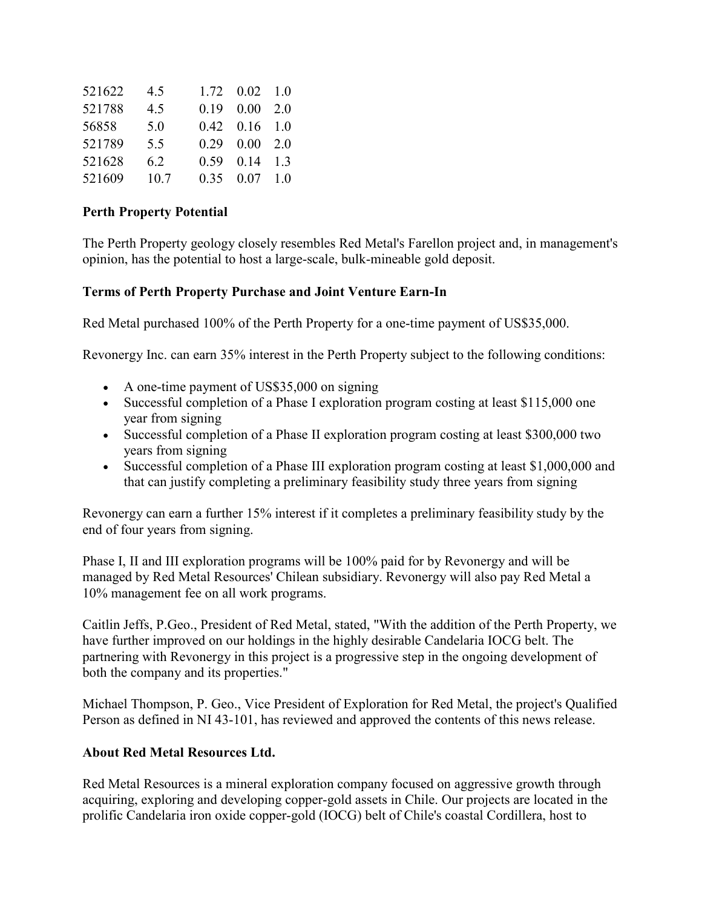| | | | | |
|---|---|---|---|---|
| 521622 | 4.5 | 1.72 | 0.02 | 1.0 |
| 521788 | 4.5 | 0.19 | 0.00 | 2.0 |
| 56858 | 5.0 | 0.42 | 0.16 | 1.0 |
| 521789 | 5.5 | 0.29 | 0.00 | 2.0 |
| 521628 | 6.2 | 0.59 | 0.14 | 1.3 |
| 521609 | 10.7 | 0.35 | 0.07 | 1.0 |

**Perth Property Potential**

The Perth Property geology closely resembles Red Metal's Farellon project and, in management's opinion, has the potential to host a large-scale, bulk-mineable gold deposit.

**Terms of Perth Property Purchase and Joint Venture Earn-In**

Red Metal purchased 100% of the Perth Property for a one-time payment of US$35,000.

Revonergy Inc. can earn 35% interest in the Perth Property subject to the following conditions:

- A one-time payment of US$35,000 on signing
- Successful completion of a Phase I exploration program costing at least $115,000 one year from signing
- Successful completion of a Phase II exploration program costing at least $300,000 two years from signing
- Successful completion of a Phase III exploration program costing at least $1,000,000 and that can justify completing a preliminary feasibility study three years from signing

Revonergy can earn a further 15% interest if it completes a preliminary feasibility study by the end of four years from signing.

Phase I, II and III exploration programs will be 100% paid for by Revonergy and will be managed by Red Metal Resources' Chilean subsidiary. Revonergy will also pay Red Metal a 10% management fee on all work programs.

Caitlin Jeffs, P.Geo., President of Red Metal, stated, "With the addition of the Perth Property, we have further improved on our holdings in the highly desirable Candelaria IOCG belt. The partnering with Revonergy in this project is a progressive step in the ongoing development of both the company and its properties."

Michael Thompson, P. Geo., Vice President of Exploration for Red Metal, the project's Qualified Person as defined in NI 43-101, has reviewed and approved the contents of this news release.

**About Red Metal Resources Ltd.**

Red Metal Resources is a mineral exploration company focused on aggressive growth through acquiring, exploring and developing copper-gold assets in Chile. Our projects are located in the prolific Candelaria iron oxide copper-gold (IOCG) belt of Chile's coastal Cordillera, host to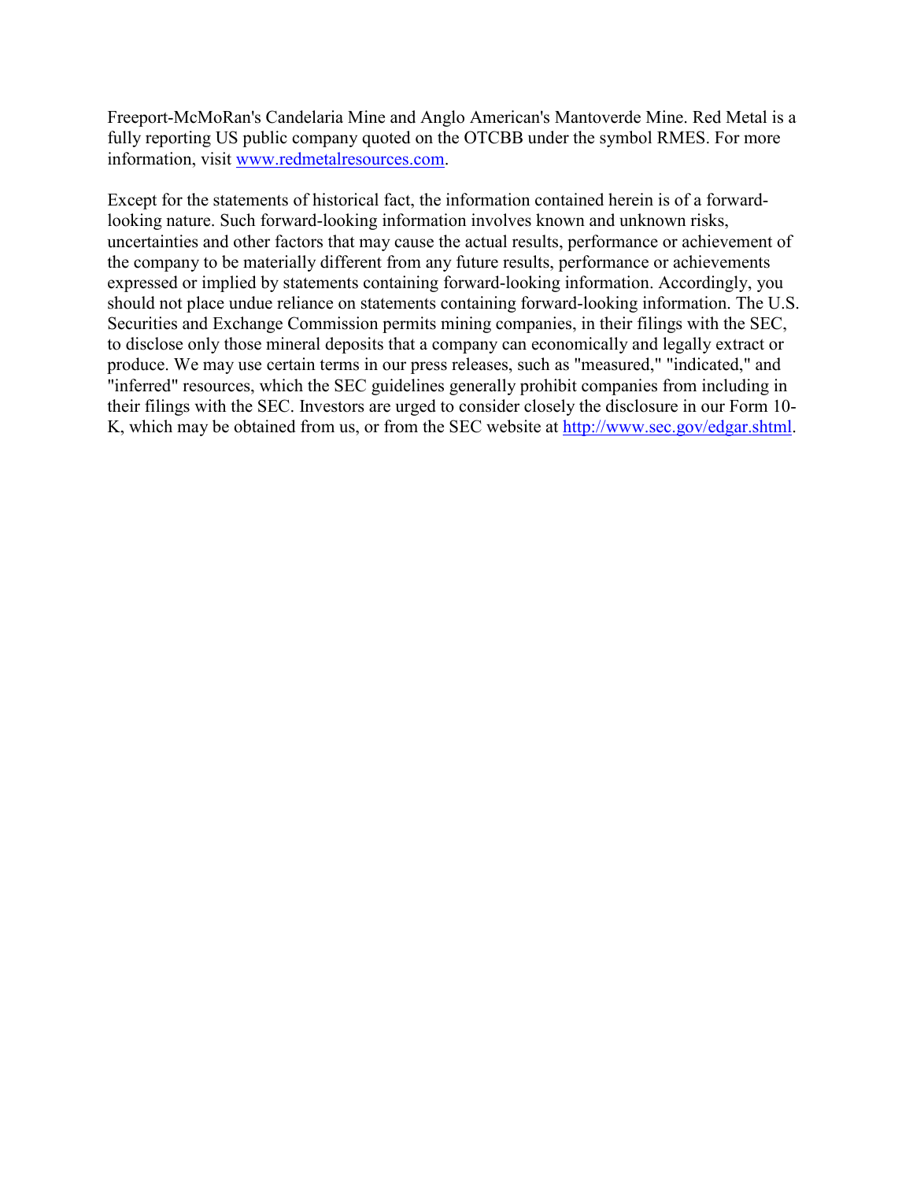Freeport-McMoRan's Candelaria Mine and Anglo American's Mantoverde Mine. Red Metal is a fully reporting US public company quoted on the OTCBB under the symbol RMES. For more information, visit [www.redmetalresources.com](http://www.redmetalresources.com).

Except for the statements of historical fact, the information contained herein is of a forward-looking nature. Such forward-looking information involves known and unknown risks, uncertainties and other factors that may cause the actual results, performance or achievement of the company to be materially different from any future results, performance or achievements expressed or implied by statements containing forward-looking information. Accordingly, you should not place undue reliance on statements containing forward-looking information. The U.S. Securities and Exchange Commission permits mining companies, in their filings with the SEC, to disclose only those mineral deposits that a company can economically and legally extract or produce. We may use certain terms in our press releases, such as "measured," "indicated," and "inferred" resources, which the SEC guidelines generally prohibit companies from including in their filings with the SEC. Investors are urged to consider closely the disclosure in our Form 10-K, which may be obtained from us, or from the SEC website at [http://www.sec.gov/edgar.shtml](http://www.sec.gov/edgar.shtml).